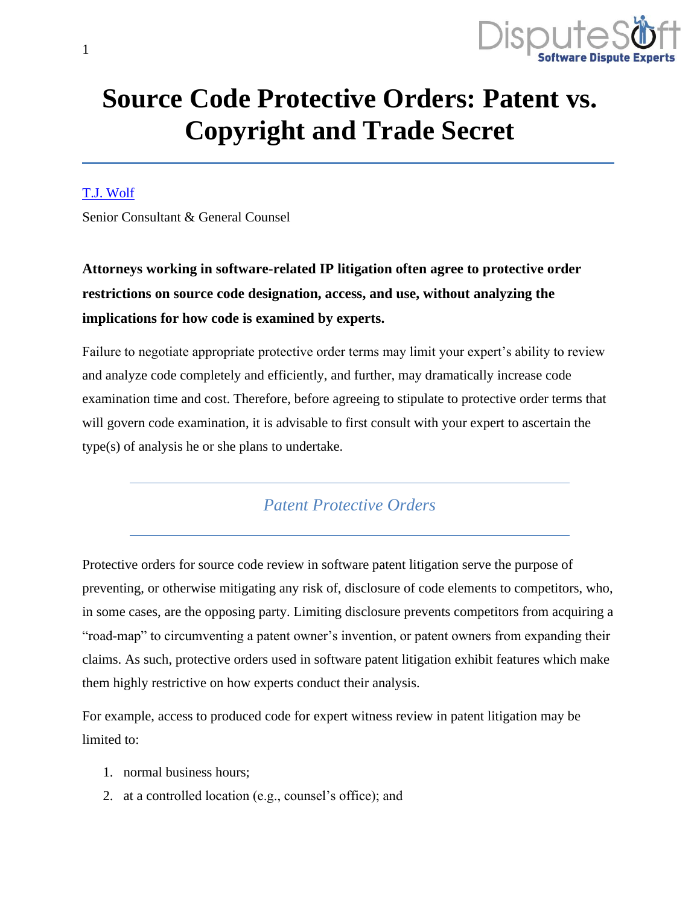# Source Code Protective Orders: Patent vs. Copyright and Trade Secret

[T.J. Wolf](#)

Senior Consultant & General Counsel

**Attorneys working in software-related IP litigation often agree to protective order restrictions on source code designation, access, and use, without analyzing the implications for how code is examined by experts.**

Failure to negotiate appropriate protective order terms may limit your expert's ability to review and analyze code completely and efficiently, and further, may dramatically increase code examination time and cost. Therefore, before agreeing to stipulate to protective order terms that will govern code examination, it is advisable to first consult with your expert to ascertain the type(s) of analysis he or she plans to undertake.

## *Patent Protective Orders*

Protective orders for source code review in software patent litigation serve the purpose of preventing, or otherwise mitigating any risk of, disclosure of code elements to competitors, who, in some cases, are the opposing party. Limiting disclosure prevents competitors from acquiring a "road-map" to circumventing a patent owner's invention, or patent owners from expanding their claims. As such, protective orders used in software patent litigation exhibit features which make them highly restrictive on how experts conduct their analysis.

For example, access to produced code for expert witness review in patent litigation may be limited to:

1. normal business hours;
2. at a controlled location (e.g., counsel's office); and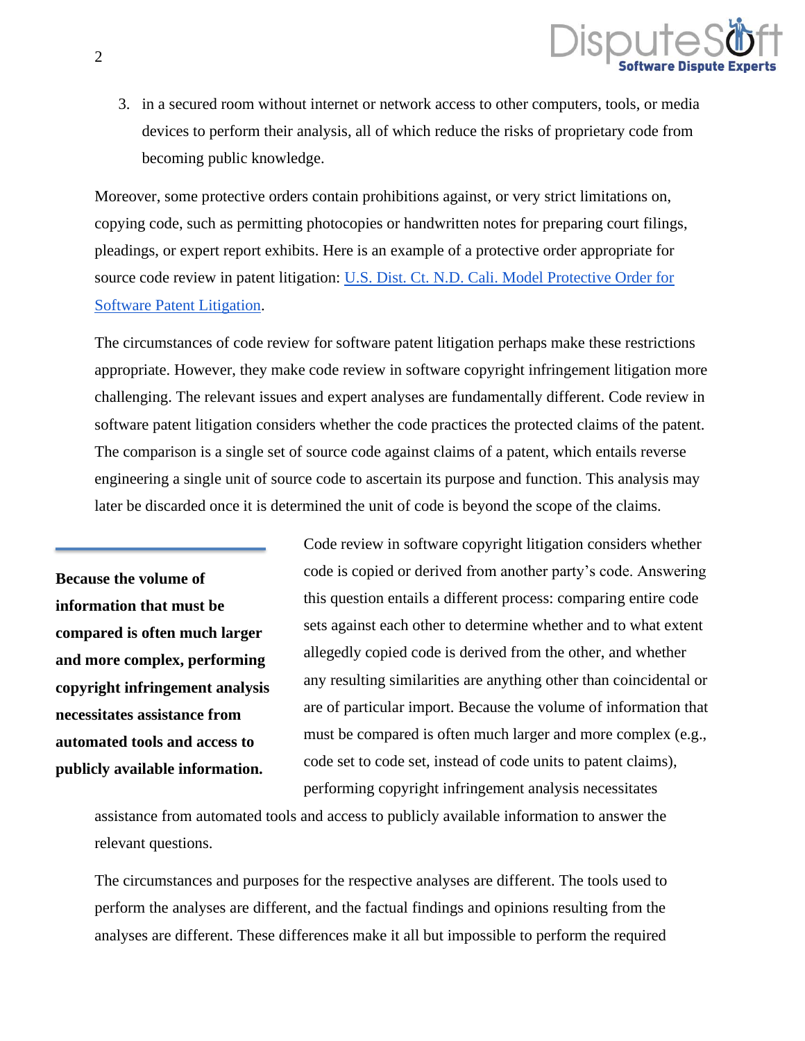3. in a secured room without internet or network access to other computers, tools, or media devices to perform their analysis, all of which reduce the risks of proprietary code from becoming public knowledge.

Moreover, some protective orders contain prohibitions against, or very strict limitations on, copying code, such as permitting photocopies or handwritten notes for preparing court filings, pleadings, or expert report exhibits. Here is an example of a protective order appropriate for source code review in patent litigation: [U.S. Dist. Ct. N.D. Cali. Model Protective Order for Software Patent Litigation].

The circumstances of code review for software patent litigation perhaps make these restrictions appropriate. However, they make code review in software copyright infringement litigation more challenging. The relevant issues and expert analyses are fundamentally different. Code review in software patent litigation considers whether the code practices the protected claims of the patent. The comparison is a single set of source code against claims of a patent, which entails reverse engineering a single unit of source code to ascertain its purpose and function. This analysis may later be discarded once it is determined the unit of code is beyond the scope of the claims.

**Because the volume of information that must be compared is often much larger and more complex, performing copyright infringement analysis necessitates assistance from automated tools and access to publicly available information.**

Code review in software copyright litigation considers whether code is copied or derived from another party's code. Answering this question entails a different process: comparing entire code sets against each other to determine whether and to what extent allegedly copied code is derived from the other, and whether any resulting similarities are anything other than coincidental or are of particular import. Because the volume of information that must be compared is often much larger and more complex (e.g., code set to code set, instead of code units to patent claims), performing copyright infringement analysis necessitates assistance from automated tools and access to publicly available information to answer the relevant questions.

The circumstances and purposes for the respective analyses are different. The tools used to perform the analyses are different, and the factual findings and opinions resulting from the analyses are different. These differences make it all but impossible to perform the required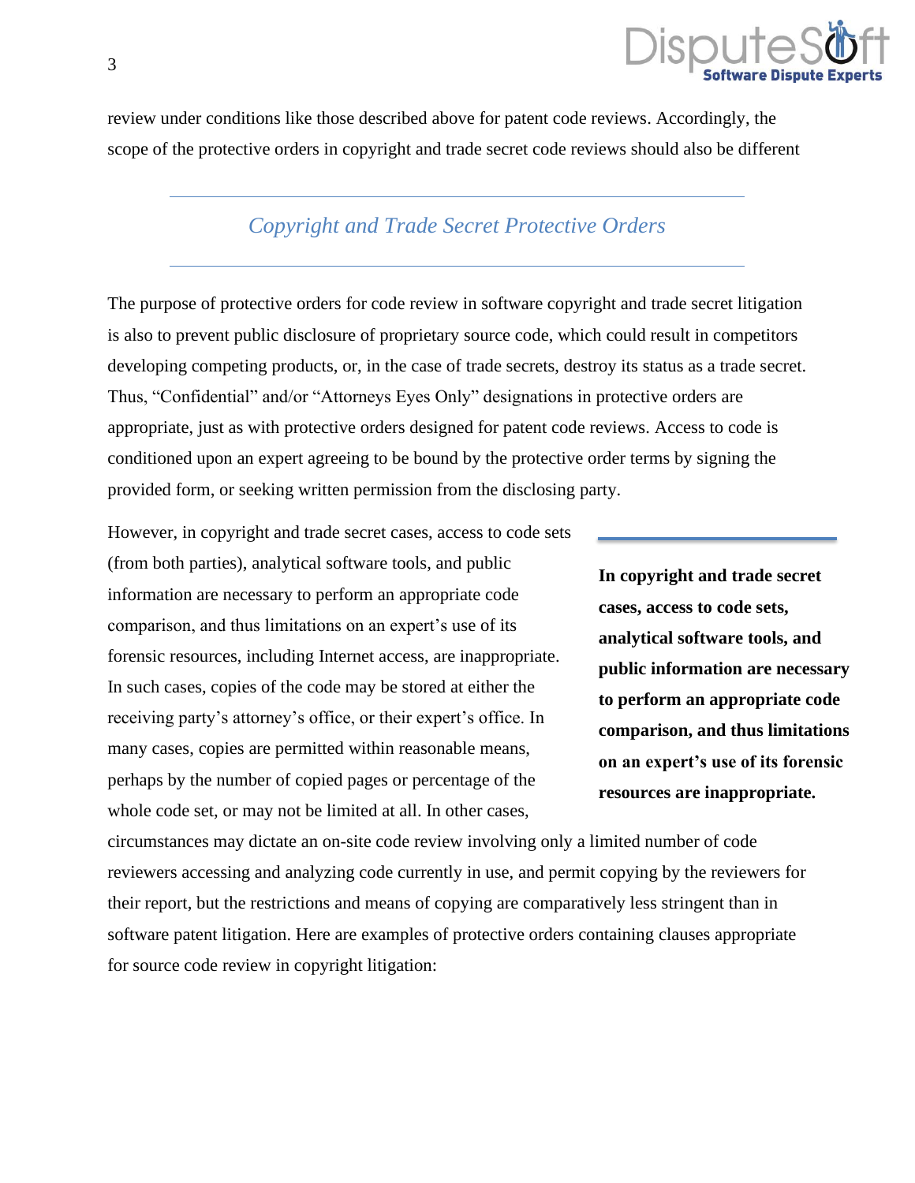review under conditions like those described above for patent code reviews. Accordingly, the scope of the protective orders in copyright and trade secret code reviews should also be different

## *Copyright and Trade Secret Protective Orders*

The purpose of protective orders for code review in software copyright and trade secret litigation is also to prevent public disclosure of proprietary source code, which could result in competitors developing competing products, or, in the case of trade secrets, destroy its status as a trade secret. Thus, "Confidential" and/or "Attorneys Eyes Only" designations in protective orders are appropriate, just as with protective orders designed for patent code reviews. Access to code is conditioned upon an expert agreeing to be bound by the protective order terms by signing the provided form, or seeking written permission from the disclosing party.

However, in copyright and trade secret cases, access to code sets (from both parties), analytical software tools, and public information are necessary to perform an appropriate code comparison, and thus limitations on an expert's use of its forensic resources, including Internet access, are inappropriate. In such cases, copies of the code may be stored at either the receiving party's attorney's office, or their expert's office. In many cases, copies are permitted within reasonable means, perhaps by the number of copied pages or percentage of the whole code set, or may not be limited at all. In other cases, circumstances may dictate an on-site code review involving only a limited number of code reviewers accessing and analyzing code currently in use, and permit copying by the reviewers for their report, but the restrictions and means of copying are comparatively less stringent than in software patent litigation. Here are examples of protective orders containing clauses appropriate for source code review in copyright litigation:

**In copyright and trade secret cases, access to code sets, analytical software tools, and public information are necessary to perform an appropriate code comparison, and thus limitations on an expert's use of its forensic resources are inappropriate.**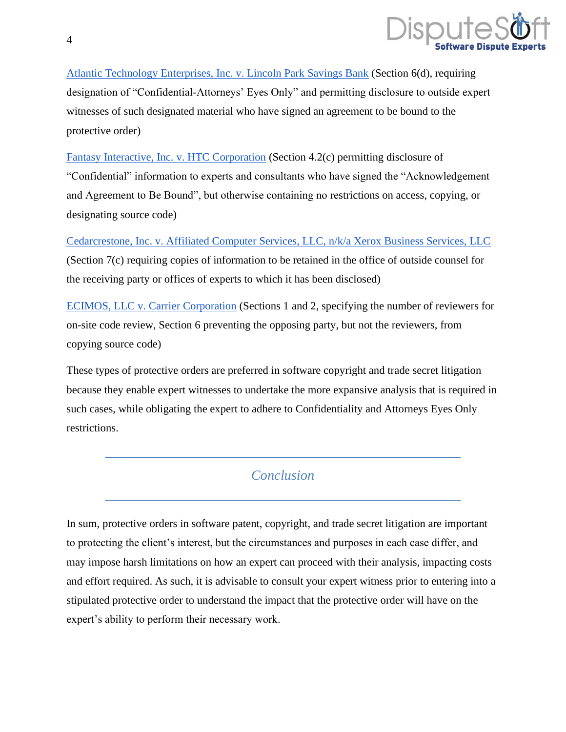[Atlantic Technology Enterprises, Inc. v. Lincoln Park Savings Bank] (Section 6(d), requiring designation of "Confidential-Attorneys' Eyes Only" and permitting disclosure to outside expert witnesses of such designated material who have signed an agreement to be bound to the protective order)

[Fantasy Interactive, Inc. v. HTC Corporation] (Section 4.2(c) permitting disclosure of "Confidential" information to experts and consultants who have signed the "Acknowledgement and Agreement to Be Bound", but otherwise containing no restrictions on access, copying, or designating source code)

[Cedarcrestone, Inc. v. Affiliated Computer Services, LLC, n/k/a Xerox Business Services, LLC] (Section 7(c) requiring copies of information to be retained in the office of outside counsel for the receiving party or offices of experts to which it has been disclosed)

[ECIMOS, LLC v. Carrier Corporation] (Sections 1 and 2, specifying the number of reviewers for on-site code review, Section 6 preventing the opposing party, but not the reviewers, from copying source code)

These types of protective orders are preferred in software copyright and trade secret litigation because they enable expert witnesses to undertake the more expansive analysis that is required in such cases, while obligating the expert to adhere to Confidentiality and Attorneys Eyes Only restrictions.

---

## *Conclusion*

---

In sum, protective orders in software patent, copyright, and trade secret litigation are important to protecting the client's interest, but the circumstances and purposes in each case differ, and may impose harsh limitations on how an expert can proceed with their analysis, impacting costs and effort required. As such, it is advisable to consult your expert witness prior to entering into a stipulated protective order to understand the impact that the protective order will have on the expert's ability to perform their necessary work.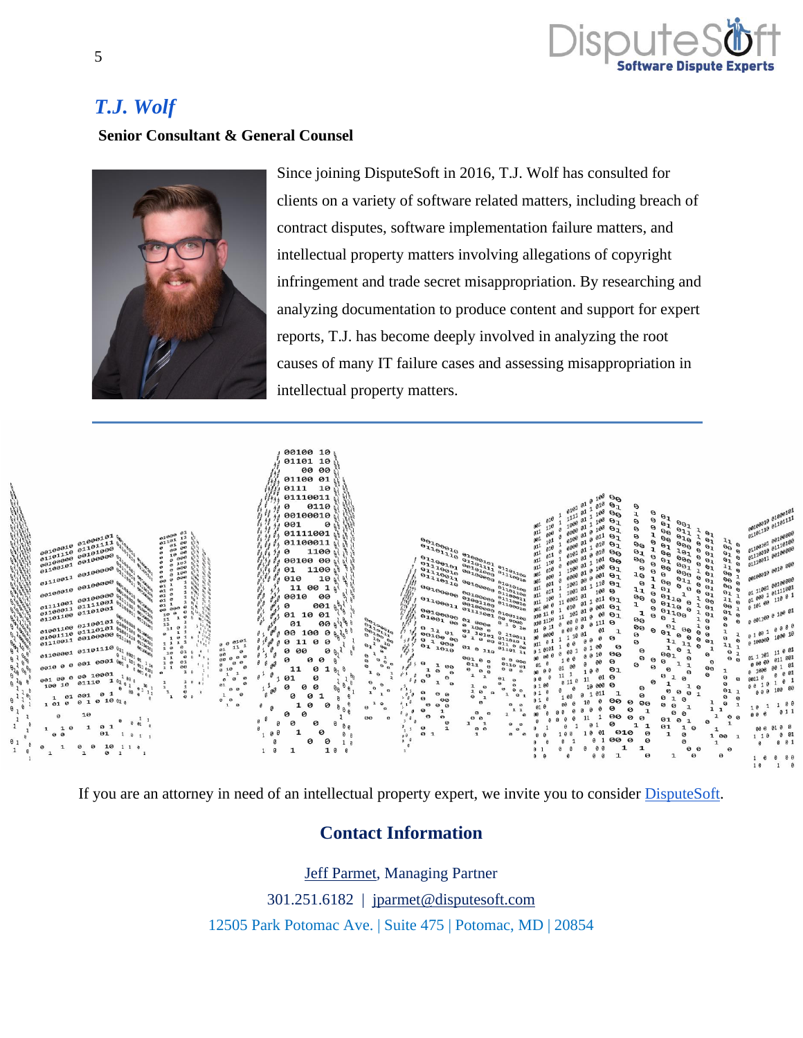## *T.J. Wolf*

**Senior Consultant & General Counsel**

Since joining DisputeSoft in 2016, T.J. Wolf has consulted for clients on a variety of software related matters, including breach of contract disputes, software implementation failure matters, and intellectual property matters involving allegations of copyright infringement and trade secret misappropriation. By researching and analyzing documentation to produce content and support for expert reports, T.J. has become deeply involved in analyzing the root causes of many IT failure cases and assessing misappropriation in intellectual property matters.

---

If you are an attorney in need of an intellectual property expert, we invite you to consider DisputeSoft.

## Contact Information

Jeff Parmet, Managing Partner

301.251.6182 | jparmet@disputesoft.com

12505 Park Potomac Ave. | Suite 475 | Potomac, MD | 20854